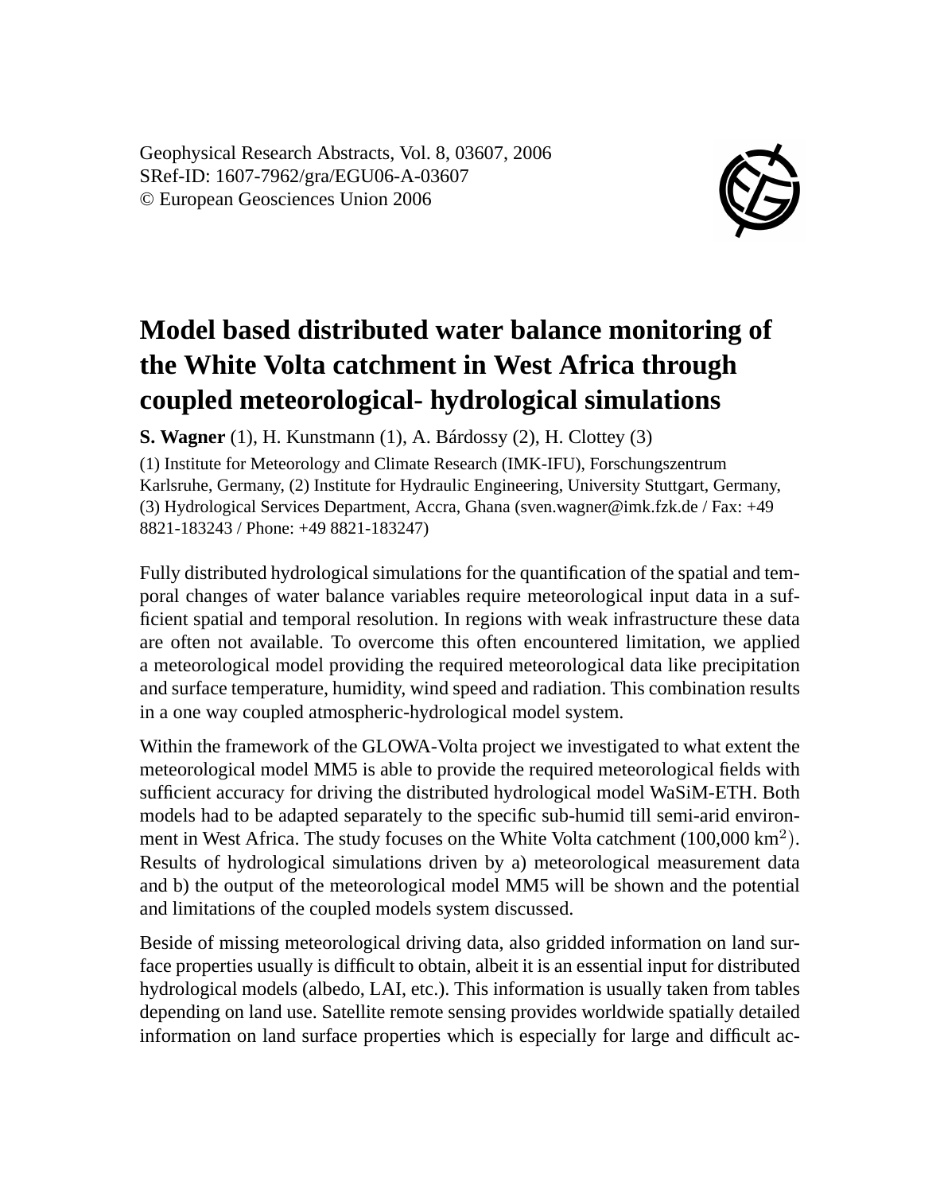Geophysical Research Abstracts, Vol. 8, 03607, 2006
SRef-ID: 1607-7962/gra/EGU06-A-03607
© European Geosciences Union 2006

# Model based distributed water balance monitoring of the White Volta catchment in West Africa through coupled meteorological- hydrological simulations

**S. Wagner** (1), H. Kunstmann (1), A. Bárdossy (2), H. Clottey (3)

(1) Institute for Meteorology and Climate Research (IMK-IFU), Forschungszentrum Karlsruhe, Germany, (2) Institute for Hydraulic Engineering, University Stuttgart, Germany, (3) Hydrological Services Department, Accra, Ghana (sven.wagner@imk.fzk.de / Fax: +49 8821-183243 / Phone: +49 8821-183247)

Fully distributed hydrological simulations for the quantification of the spatial and temporal changes of water balance variables require meteorological input data in a sufficient spatial and temporal resolution. In regions with weak infrastructure these data are often not available. To overcome this often encountered limitation, we applied a meteorological model providing the required meteorological data like precipitation and surface temperature, humidity, wind speed and radiation. This combination results in a one way coupled atmospheric-hydrological model system.

Within the framework of the GLOWA-Volta project we investigated to what extent the meteorological model MM5 is able to provide the required meteorological fields with sufficient accuracy for driving the distributed hydrological model WaSiM-ETH. Both models had to be adapted separately to the specific sub-humid till semi-arid environment in West Africa. The study focuses on the White Volta catchment (100,000 $km^2$). Results of hydrological simulations driven by a) meteorological measurement data and b) the output of the meteorological model MM5 will be shown and the potential and limitations of the coupled models system discussed.

Beside of missing meteorological driving data, also gridded information on land surface properties usually is difficult to obtain, albeit it is an essential input for distributed hydrological models (albedo, LAI, etc.). This information is usually taken from tables depending on land use. Satellite remote sensing provides worldwide spatially detailed information on land surface properties which is especially for large and difficult ac-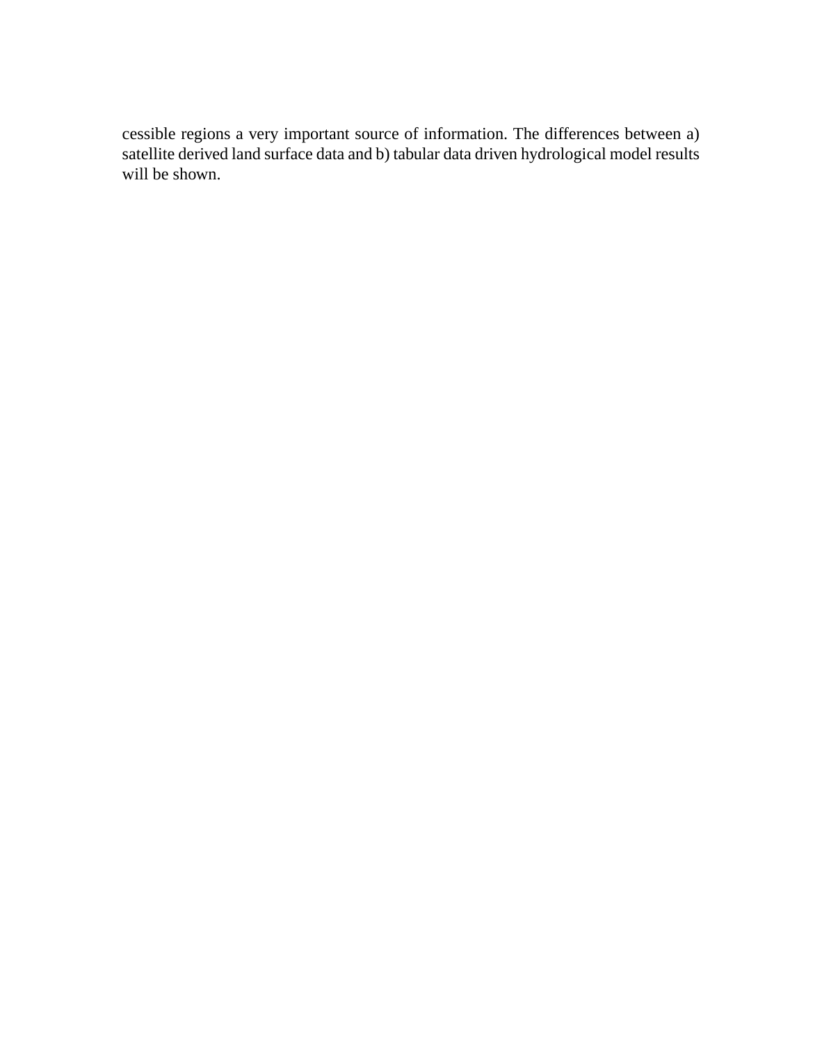cessible regions a very important source of information. The differences between a) satellite derived land surface data and b) tabular data driven hydrological model results will be shown.